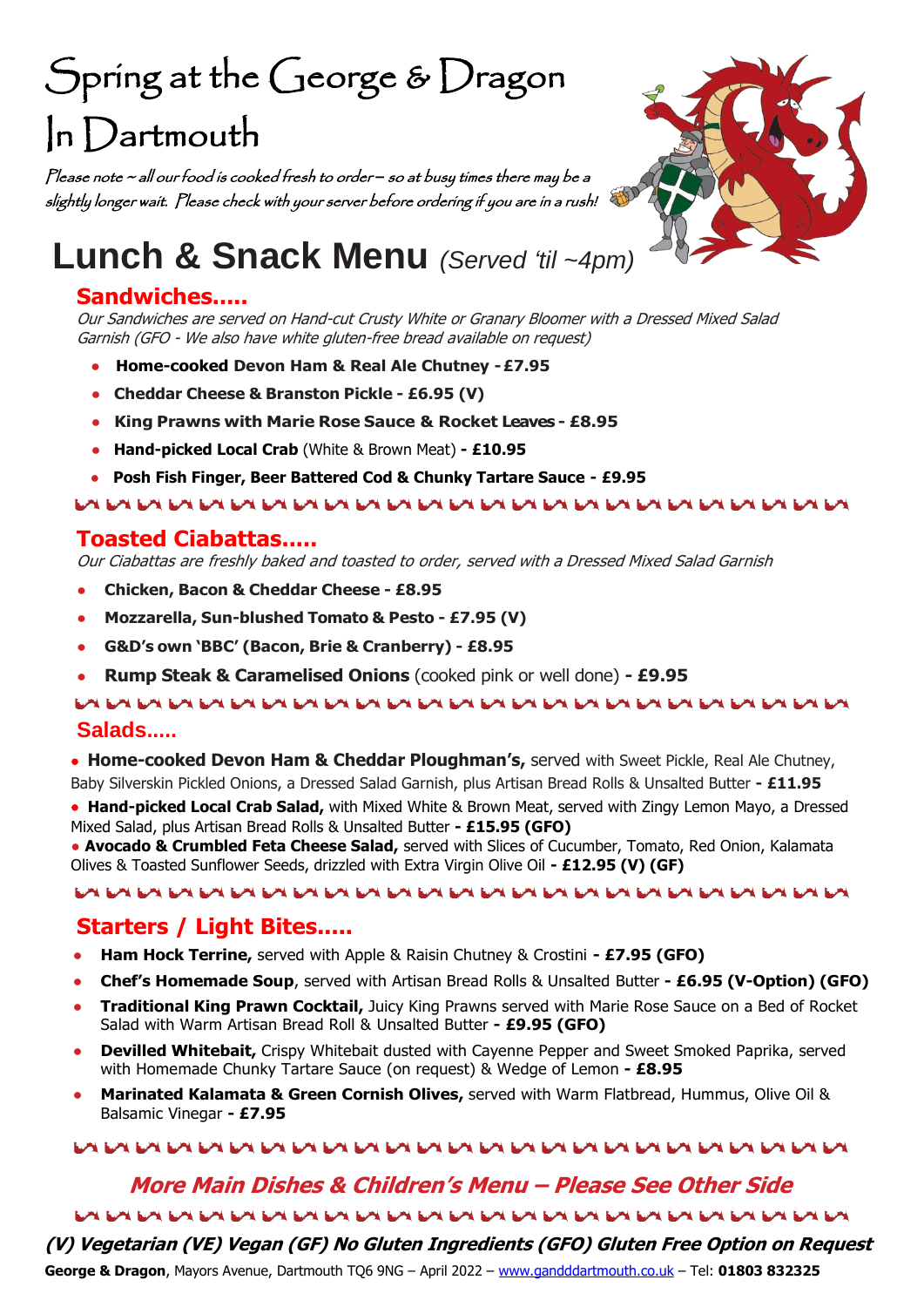# Spring at the George & Dragon In Dartmouth

*Please note ~ all our food is cooked fresh to order – so at busy times there may be a slightly longer wait. Please check with your server before ordering if you are in a rush!*

# Lunch & Snack Menu *(Served 'til ~4pm)*

## Sandwiches.....

*Our Sandwiches are served on Hand-cut Crusty White or Granary Bloomer with a Dressed Mixed Salad Garnish (GFO - We also have white gluten-free bread available on request)*

- **Home-cooked Devon Ham & Real Ale Chutney - £7.95**
- **Cheddar Cheese & Branston Pickle - £6.95 (V)**
- **King Prawns with Marie Rose Sauce & Rocket Leaves - £8.95**
- **Hand-picked Local Crab** (White & Brown Meat) **- £10.95**
- **Posh Fish Finger, Beer Battered Cod & Chunky Tartare Sauce - £9.95**

## Toasted Ciabattas.....

*Our Ciabattas are freshly baked and toasted to order, served with a Dressed Mixed Salad Garnish*

- **Chicken, Bacon & Cheddar Cheese - £8.95**
- **Mozzarella, Sun-blushed Tomato & Pesto - £7.95 (V)**
- **G&D's own 'BBC' (Bacon, Brie & Cranberry) - £8.95**
- **Rump Steak & Caramelised Onions** (cooked pink or well done) **- £9.95**

## Salads.....

- **Home-cooked Devon Ham & Cheddar Ploughman's,** served with Sweet Pickle, Real Ale Chutney, Baby Silverskin Pickled Onions, a Dressed Salad Garnish, plus Artisan Bread Rolls & Unsalted Butter **- £11.95**
- **Hand-picked Local Crab Salad,** with Mixed White & Brown Meat, served with Zingy Lemon Mayo, a Dressed Mixed Salad, plus Artisan Bread Rolls & Unsalted Butter **- £15.95 (GFO)**
- **Avocado & Crumbled Feta Cheese Salad,** served with Slices of Cucumber, Tomato, Red Onion, Kalamata Olives & Toasted Sunflower Seeds, drizzled with Extra Virgin Olive Oil **- £12.95 (V) (GF)**

## Starters / Light Bites.....

- **Ham Hock Terrine,** served with Apple & Raisin Chutney & Crostini **- £7.95 (GFO)**
- **Chef's Homemade Soup**, served with Artisan Bread Rolls & Unsalted Butter **- £6.95 (V-Option) (GFO)**
- **Traditional King Prawn Cocktail,** Juicy King Prawns served with Marie Rose Sauce on a Bed of Rocket Salad with Warm Artisan Bread Roll & Unsalted Butter **- £9.95 (GFO)**
- **Devilled Whitebait,** Crispy Whitebait dusted with Cayenne Pepper and Sweet Smoked Paprika, served with Homemade Chunky Tartare Sauce (on request) & Wedge of Lemon **- £8.95**
- **Marinated Kalamata & Green Cornish Olives,** served with Warm Flatbread, Hummus, Olive Oil & Balsamic Vinegar **- £7.95**

***More Main Dishes & Children's Menu – Please See Other Side***

***(V) Vegetarian (VE) Vegan (GF) No Gluten Ingredients (GFO) Gluten Free Option on Request***

**George & Dragon**, Mayors Avenue, Dartmouth TQ6 9NG – April 2022 – www.gandddartmouth.co.uk – Tel: **01803 832325**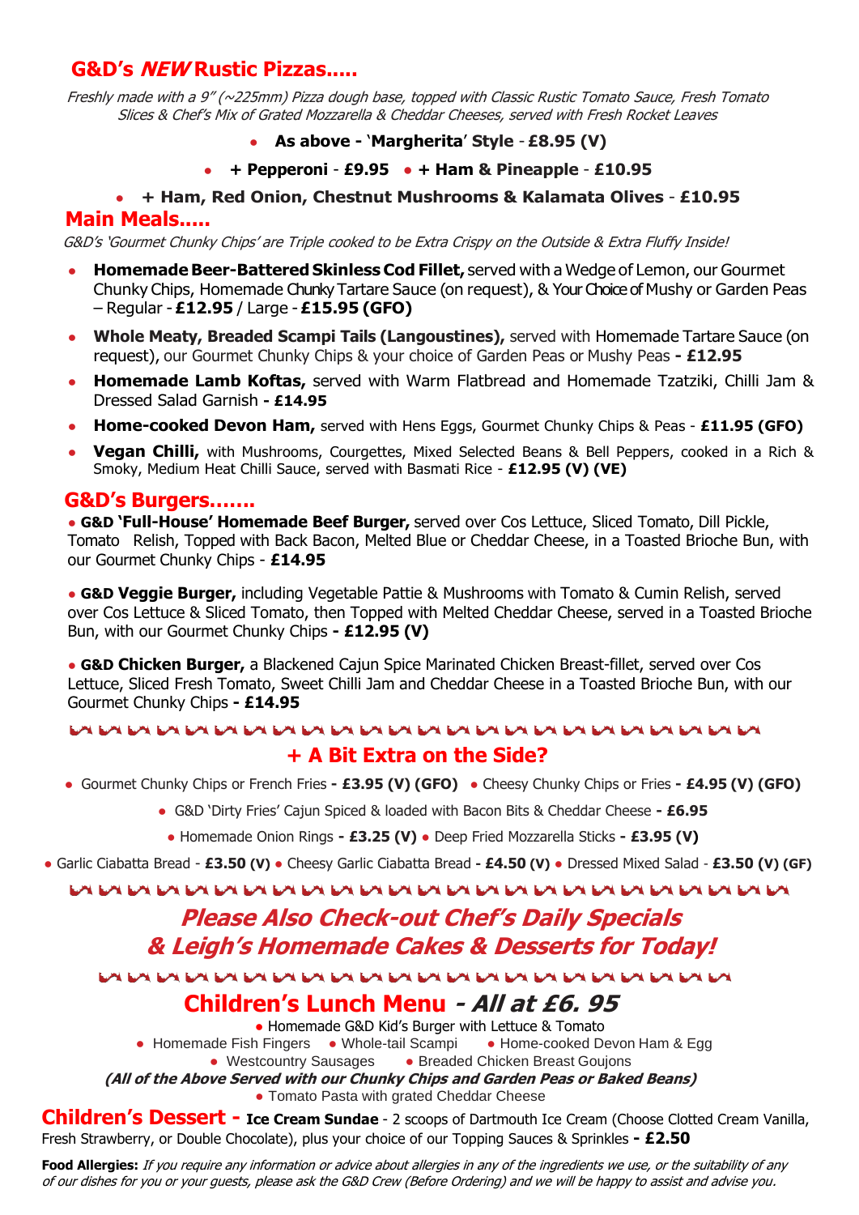## G&D's *NEW* Rustic Pizzas.....

*Freshly made with a 9" (~225mm) Pizza dough base, topped with Classic Rustic Tomato Sauce, Fresh Tomato Slices & Chef's Mix of Grated Mozzarella & Cheddar Cheeses, served with Fresh Rocket Leaves*

- **As above - 'Margherita' Style** - **£8.95 (V)**
- **+ Pepperoni** - **£9.95** • **+ Ham & Pineapple** - **£10.95**
- **+ Ham, Red Onion, Chestnut Mushrooms & Kalamata Olives** - **£10.95**

## Main Meals.....

*G&D's 'Gourmet Chunky Chips' are Triple cooked to be Extra Crispy on the Outside & Extra Fluffy Inside!*

- **Homemade Beer-Battered Skinless Cod Fillet,** served with a Wedge of Lemon, our Gourmet Chunky Chips, Homemade Chunky Tartare Sauce (on request), & Your Choice of Mushy or Garden Peas – Regular - **£12.95** / Large - **£15.95 (GFO)**
- **Whole Meaty, Breaded Scampi Tails (Langoustines),** served with Homemade Tartare Sauce (on request), our Gourmet Chunky Chips & your choice of Garden Peas or Mushy Peas - **£12.95**
- **Homemade Lamb Koftas,** served with Warm Flatbread and Homemade Tzatziki, Chilli Jam & Dressed Salad Garnish - **£14.95**
- **Home-cooked Devon Ham,** served with Hens Eggs, Gourmet Chunky Chips & Peas - **£11.95 (GFO)**
- **Vegan Chilli,** with Mushrooms, Courgettes, Mixed Selected Beans & Bell Peppers, cooked in a Rich & Smoky, Medium Heat Chilli Sauce, served with Basmati Rice - **£12.95 (V) (VE)**

## G&D's Burgers.......

- **G&D 'Full-House' Homemade Beef Burger,** served over Cos Lettuce, Sliced Tomato, Dill Pickle, Tomato Relish, Topped with Back Bacon, Melted Blue or Cheddar Cheese, in a Toasted Brioche Bun, with our Gourmet Chunky Chips - **£14.95**

- **G&D Veggie Burger,** including Vegetable Pattie & Mushrooms with Tomato & Cumin Relish, served over Cos Lettuce & Sliced Tomato, then Topped with Melted Cheddar Cheese, served in a Toasted Brioche Bun, with our Gourmet Chunky Chips - **£12.95 (V)**

- **G&D Chicken Burger,** a Blackened Cajun Spice Marinated Chicken Breast-fillet, served over Cos Lettuce, Sliced Fresh Tomato, Sweet Chilli Jam and Cheddar Cheese in a Toasted Brioche Bun, with our Gourmet Chunky Chips - **£14.95**

## + A Bit Extra on the Side?

- Gourmet Chunky Chips or French Fries - **£3.95 (V) (GFO)** • Cheesy Chunky Chips or Fries - **£4.95 (V) (GFO)**
- G&D 'Dirty Fries' Cajun Spiced & loaded with Bacon Bits & Cheddar Cheese - **£6.95**
- Homemade Onion Rings - **£3.25 (V)** • Deep Fried Mozzarella Sticks - **£3.95 (V)**
- Garlic Ciabatta Bread - **£3.50 (V)** • Cheesy Garlic Ciabatta Bread - **£4.50 (V)** • Dressed Mixed Salad - **£3.50 (V) (GF)**

## *Please Also Check-out Chef's Daily Specials & Leigh's Homemade Cakes & Desserts for Today!*

## Children's Lunch Menu - *All at £6. 95*

- Homemade G&D Kid's Burger with Lettuce & Tomato
- Homemade Fish Fingers • Whole-tail Scampi • Home-cooked Devon Ham & Egg
- Westcountry Sausages • Breaded Chicken Breast Goujons

***(All of the Above Served with our Chunky Chips and Garden Peas or Baked Beans)***

- Tomato Pasta with grated Cheddar Cheese

**Children's Dessert - Ice Cream Sundae** - 2 scoops of Dartmouth Ice Cream (Choose Clotted Cream Vanilla, Fresh Strawberry, or Double Chocolate), plus your choice of our Topping Sauces & Sprinkles - **£2.50**

**Food Allergies:** *If you require any information or advice about allergies in any of the ingredients we use, or the suitability of any of our dishes for you or your guests, please ask the G&D Crew (Before Ordering) and we will be happy to assist and advise you.*